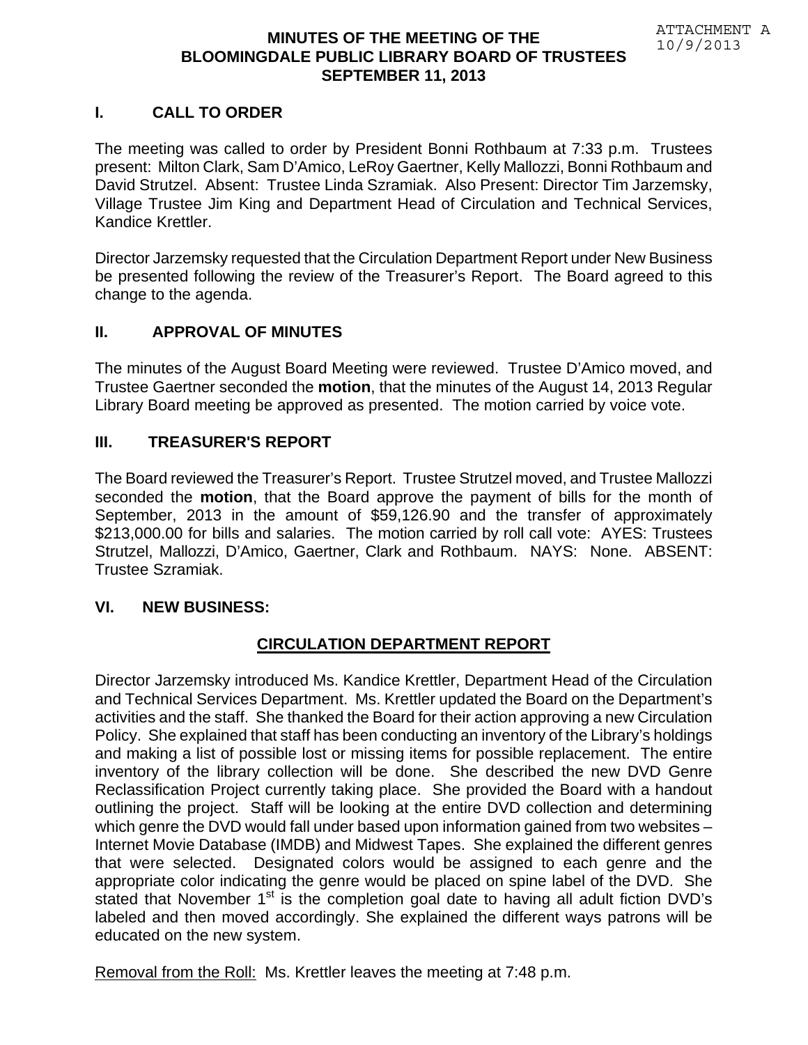ATTACHMENT A
10/9/2013

# MINUTES OF THE MEETING OF THE BLOOMINGDALE PUBLIC LIBRARY BOARD OF TRUSTEES SEPTEMBER 11, 2013

## I. CALL TO ORDER

The meeting was called to order by President Bonni Rothbaum at 7:33 p.m. Trustees present: Milton Clark, Sam D'Amico, LeRoy Gaertner, Kelly Mallozzi, Bonni Rothbaum and David Strutzel. Absent: Trustee Linda Szramiak. Also Present: Director Tim Jarzemsky, Village Trustee Jim King and Department Head of Circulation and Technical Services, Kandice Krettler.

Director Jarzemsky requested that the Circulation Department Report under New Business be presented following the review of the Treasurer's Report. The Board agreed to this change to the agenda.

## II. APPROVAL OF MINUTES

The minutes of the August Board Meeting were reviewed. Trustee D'Amico moved, and Trustee Gaertner seconded the **motion**, that the minutes of the August 14, 2013 Regular Library Board meeting be approved as presented. The motion carried by voice vote.

## III. TREASURER'S REPORT

The Board reviewed the Treasurer's Report. Trustee Strutzel moved, and Trustee Mallozzi seconded the **motion**, that the Board approve the payment of bills for the month of September, 2013 in the amount of $59,126.90 and the transfer of approximately $213,000.00 for bills and salaries. The motion carried by roll call vote: AYES: Trustees Strutzel, Mallozzi, D'Amico, Gaertner, Clark and Rothbaum. NAYS: None. ABSENT: Trustee Szramiak.

## VI. NEW BUSINESS:

### CIRCULATION DEPARTMENT REPORT

Director Jarzemsky introduced Ms. Kandice Krettler, Department Head of the Circulation and Technical Services Department. Ms. Krettler updated the Board on the Department's activities and the staff. She thanked the Board for their action approving a new Circulation Policy. She explained that staff has been conducting an inventory of the Library's holdings and making a list of possible lost or missing items for possible replacement. The entire inventory of the library collection will be done. She described the new DVD Genre Reclassification Project currently taking place. She provided the Board with a handout outlining the project. Staff will be looking at the entire DVD collection and determining which genre the DVD would fall under based upon information gained from two websites – Internet Movie Database (IMDB) and Midwest Tapes. She explained the different genres that were selected. Designated colors would be assigned to each genre and the appropriate color indicating the genre would be placed on spine label of the DVD. She stated that November 1st is the completion goal date to having all adult fiction DVD's labeled and then moved accordingly. She explained the different ways patrons will be educated on the new system.

Removal from the Roll: Ms. Krettler leaves the meeting at 7:48 p.m.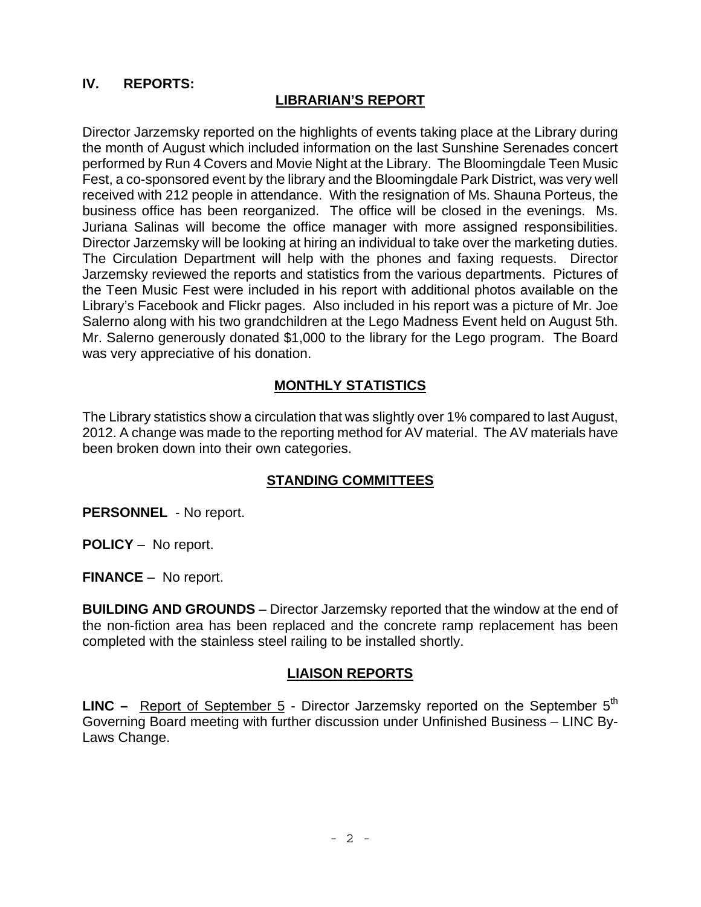## IV. REPORTS:

### LIBRARIAN'S REPORT

Director Jarzemsky reported on the highlights of events taking place at the Library during the month of August which included information on the last Sunshine Serenades concert performed by Run 4 Covers and Movie Night at the Library. The Bloomingdale Teen Music Fest, a co-sponsored event by the library and the Bloomingdale Park District, was very well received with 212 people in attendance. With the resignation of Ms. Shauna Porteus, the business office has been reorganized. The office will be closed in the evenings. Ms. Juriana Salinas will become the office manager with more assigned responsibilities. Director Jarzemsky will be looking at hiring an individual to take over the marketing duties. The Circulation Department will help with the phones and faxing requests. Director Jarzemsky reviewed the reports and statistics from the various departments. Pictures of the Teen Music Fest were included in his report with additional photos available on the Library's Facebook and Flickr pages. Also included in his report was a picture of Mr. Joe Salerno along with his two grandchildren at the Lego Madness Event held on August 5th. Mr. Salerno generously donated $1,000 to the library for the Lego program. The Board was very appreciative of his donation.

### MONTHLY STATISTICS

The Library statistics show a circulation that was slightly over 1% compared to last August, 2012. A change was made to the reporting method for AV material. The AV materials have been broken down into their own categories.

### STANDING COMMITTEES

**PERSONNEL** - No report.

**POLICY** – No report.

**FINANCE** – No report.

**BUILDING AND GROUNDS** – Director Jarzemsky reported that the window at the end of the non-fiction area has been replaced and the concrete ramp replacement has been completed with the stainless steel railing to be installed shortly.

### LIAISON REPORTS

**LINC –** Report of September 5 - Director Jarzemsky reported on the September 5th Governing Board meeting with further discussion under Unfinished Business – LINC By-Laws Change.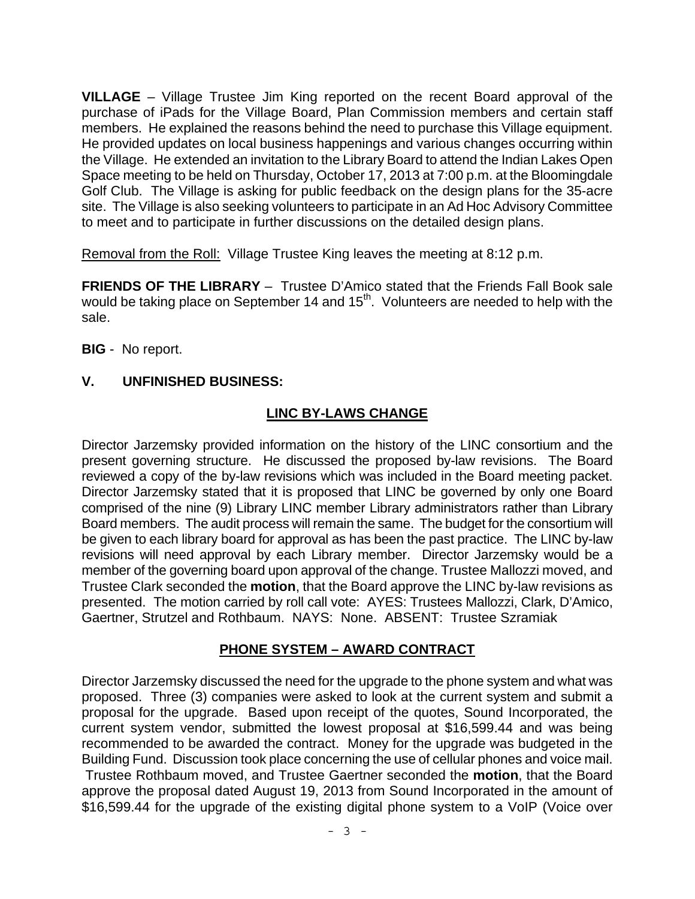**VILLAGE** – Village Trustee Jim King reported on the recent Board approval of the purchase of iPads for the Village Board, Plan Commission members and certain staff members. He explained the reasons behind the need to purchase this Village equipment. He provided updates on local business happenings and various changes occurring within the Village. He extended an invitation to the Library Board to attend the Indian Lakes Open Space meeting to be held on Thursday, October 17, 2013 at 7:00 p.m. at the Bloomingdale Golf Club. The Village is asking for public feedback on the design plans for the 35-acre site. The Village is also seeking volunteers to participate in an Ad Hoc Advisory Committee to meet and to participate in further discussions on the detailed design plans.

Removal from the Roll: Village Trustee King leaves the meeting at 8:12 p.m.

**FRIENDS OF THE LIBRARY** – Trustee D'Amico stated that the Friends Fall Book sale would be taking place on September 14 and 15th. Volunteers are needed to help with the sale.

**BIG** - No report.

## V. UNFINISHED BUSINESS:

### LINC BY-LAWS CHANGE

Director Jarzemsky provided information on the history of the LINC consortium and the present governing structure. He discussed the proposed by-law revisions. The Board reviewed a copy of the by-law revisions which was included in the Board meeting packet. Director Jarzemsky stated that it is proposed that LINC be governed by only one Board comprised of the nine (9) Library LINC member Library administrators rather than Library Board members. The audit process will remain the same. The budget for the consortium will be given to each library board for approval as has been the past practice. The LINC by-law revisions will need approval by each Library member. Director Jarzemsky would be a member of the governing board upon approval of the change. Trustee Mallozzi moved, and Trustee Clark seconded the **motion**, that the Board approve the LINC by-law revisions as presented. The motion carried by roll call vote: AYES: Trustees Mallozzi, Clark, D'Amico, Gaertner, Strutzel and Rothbaum. NAYS: None. ABSENT: Trustee Szramiak

### PHONE SYSTEM – AWARD CONTRACT

Director Jarzemsky discussed the need for the upgrade to the phone system and what was proposed. Three (3) companies were asked to look at the current system and submit a proposal for the upgrade. Based upon receipt of the quotes, Sound Incorporated, the current system vendor, submitted the lowest proposal at $16,599.44 and was being recommended to be awarded the contract. Money for the upgrade was budgeted in the Building Fund. Discussion took place concerning the use of cellular phones and voice mail. Trustee Rothbaum moved, and Trustee Gaertner seconded the **motion**, that the Board approve the proposal dated August 19, 2013 from Sound Incorporated in the amount of $16,599.44 for the upgrade of the existing digital phone system to a VoIP (Voice over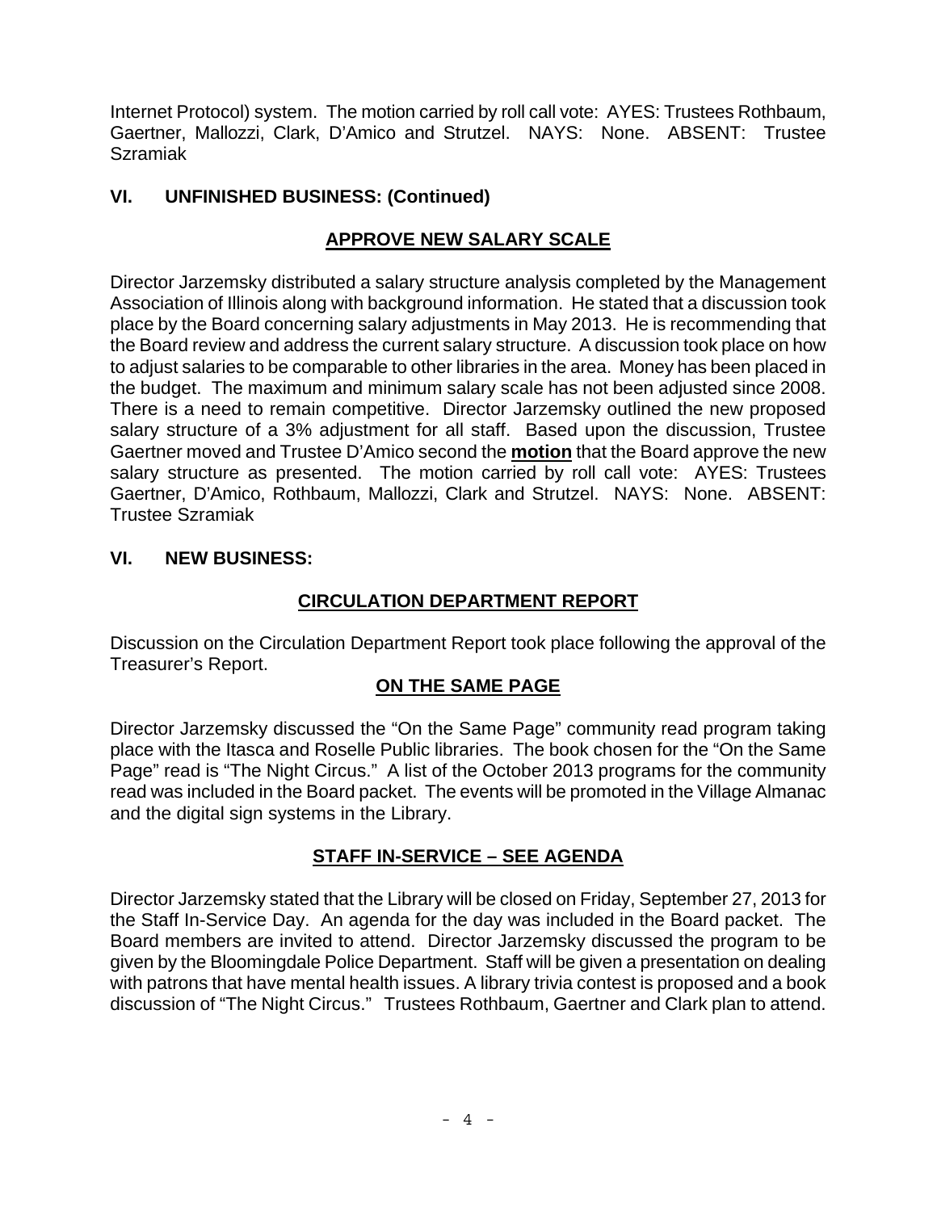Internet Protocol) system. The motion carried by roll call vote: AYES: Trustees Rothbaum, Gaertner, Mallozzi, Clark, D'Amico and Strutzel. NAYS: None. ABSENT: Trustee Szramiak

## VI. UNFINISHED BUSINESS: (Continued)

### APPROVE NEW SALARY SCALE

Director Jarzemsky distributed a salary structure analysis completed by the Management Association of Illinois along with background information. He stated that a discussion took place by the Board concerning salary adjustments in May 2013. He is recommending that the Board review and address the current salary structure. A discussion took place on how to adjust salaries to be comparable to other libraries in the area. Money has been placed in the budget. The maximum and minimum salary scale has not been adjusted since 2008. There is a need to remain competitive. Director Jarzemsky outlined the new proposed salary structure of a 3% adjustment for all staff. Based upon the discussion, Trustee Gaertner moved and Trustee D'Amico second the **motion** that the Board approve the new salary structure as presented. The motion carried by roll call vote: AYES: Trustees Gaertner, D'Amico, Rothbaum, Mallozzi, Clark and Strutzel. NAYS: None. ABSENT: Trustee Szramiak

## VI. NEW BUSINESS:

### CIRCULATION DEPARTMENT REPORT

Discussion on the Circulation Department Report took place following the approval of the Treasurer's Report.

### ON THE SAME PAGE

Director Jarzemsky discussed the "On the Same Page" community read program taking place with the Itasca and Roselle Public libraries. The book chosen for the "On the Same Page" read is "The Night Circus." A list of the October 2013 programs for the community read was included in the Board packet. The events will be promoted in the Village Almanac and the digital sign systems in the Library.

### STAFF IN-SERVICE – SEE AGENDA

Director Jarzemsky stated that the Library will be closed on Friday, September 27, 2013 for the Staff In-Service Day. An agenda for the day was included in the Board packet. The Board members are invited to attend. Director Jarzemsky discussed the program to be given by the Bloomingdale Police Department. Staff will be given a presentation on dealing with patrons that have mental health issues. A library trivia contest is proposed and a book discussion of "The Night Circus." Trustees Rothbaum, Gaertner and Clark plan to attend.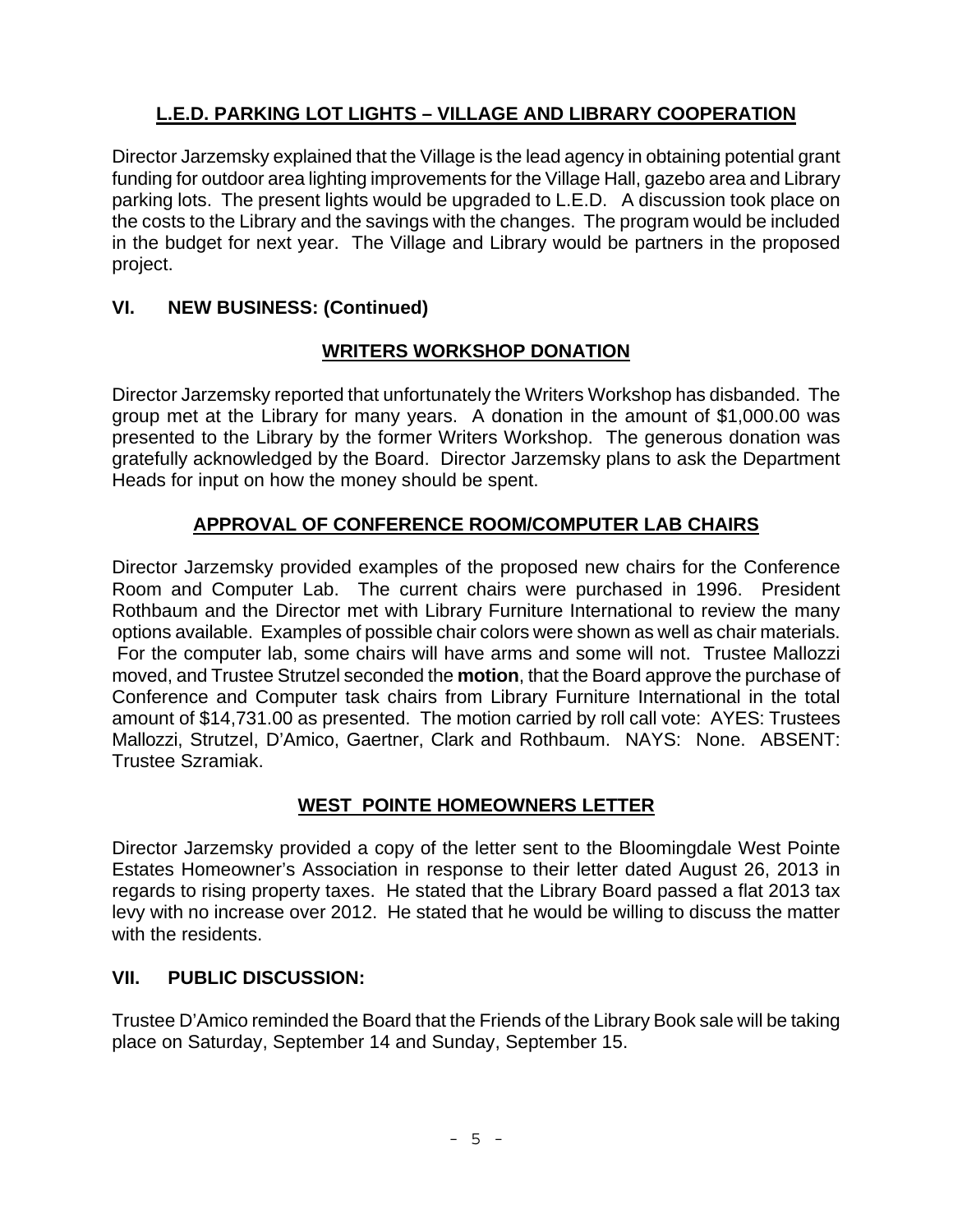## L.E.D. PARKING LOT LIGHTS – VILLAGE AND LIBRARY COOPERATION

Director Jarzemsky explained that the Village is the lead agency in obtaining potential grant funding for outdoor area lighting improvements for the Village Hall, gazebo area and Library parking lots. The present lights would be upgraded to L.E.D. A discussion took place on the costs to the Library and the savings with the changes. The program would be included in the budget for next year. The Village and Library would be partners in the proposed project.

## VI. NEW BUSINESS: (Continued)

## WRITERS WORKSHOP DONATION

Director Jarzemsky reported that unfortunately the Writers Workshop has disbanded. The group met at the Library for many years. A donation in the amount of $1,000.00 was presented to the Library by the former Writers Workshop. The generous donation was gratefully acknowledged by the Board. Director Jarzemsky plans to ask the Department Heads for input on how the money should be spent.

## APPROVAL OF CONFERENCE ROOM/COMPUTER LAB CHAIRS

Director Jarzemsky provided examples of the proposed new chairs for the Conference Room and Computer Lab. The current chairs were purchased in 1996. President Rothbaum and the Director met with Library Furniture International to review the many options available. Examples of possible chair colors were shown as well as chair materials. For the computer lab, some chairs will have arms and some will not. Trustee Mallozzi moved, and Trustee Strutzel seconded the **motion**, that the Board approve the purchase of Conference and Computer task chairs from Library Furniture International in the total amount of $14,731.00 as presented. The motion carried by roll call vote: AYES: Trustees Mallozzi, Strutzel, D'Amico, Gaertner, Clark and Rothbaum. NAYS: None. ABSENT: Trustee Szramiak.

## WEST POINTE HOMEOWNERS LETTER

Director Jarzemsky provided a copy of the letter sent to the Bloomingdale West Pointe Estates Homeowner's Association in response to their letter dated August 26, 2013 in regards to rising property taxes. He stated that the Library Board passed a flat 2013 tax levy with no increase over 2012. He stated that he would be willing to discuss the matter with the residents.

## VII. PUBLIC DISCUSSION:

Trustee D'Amico reminded the Board that the Friends of the Library Book sale will be taking place on Saturday, September 14 and Sunday, September 15.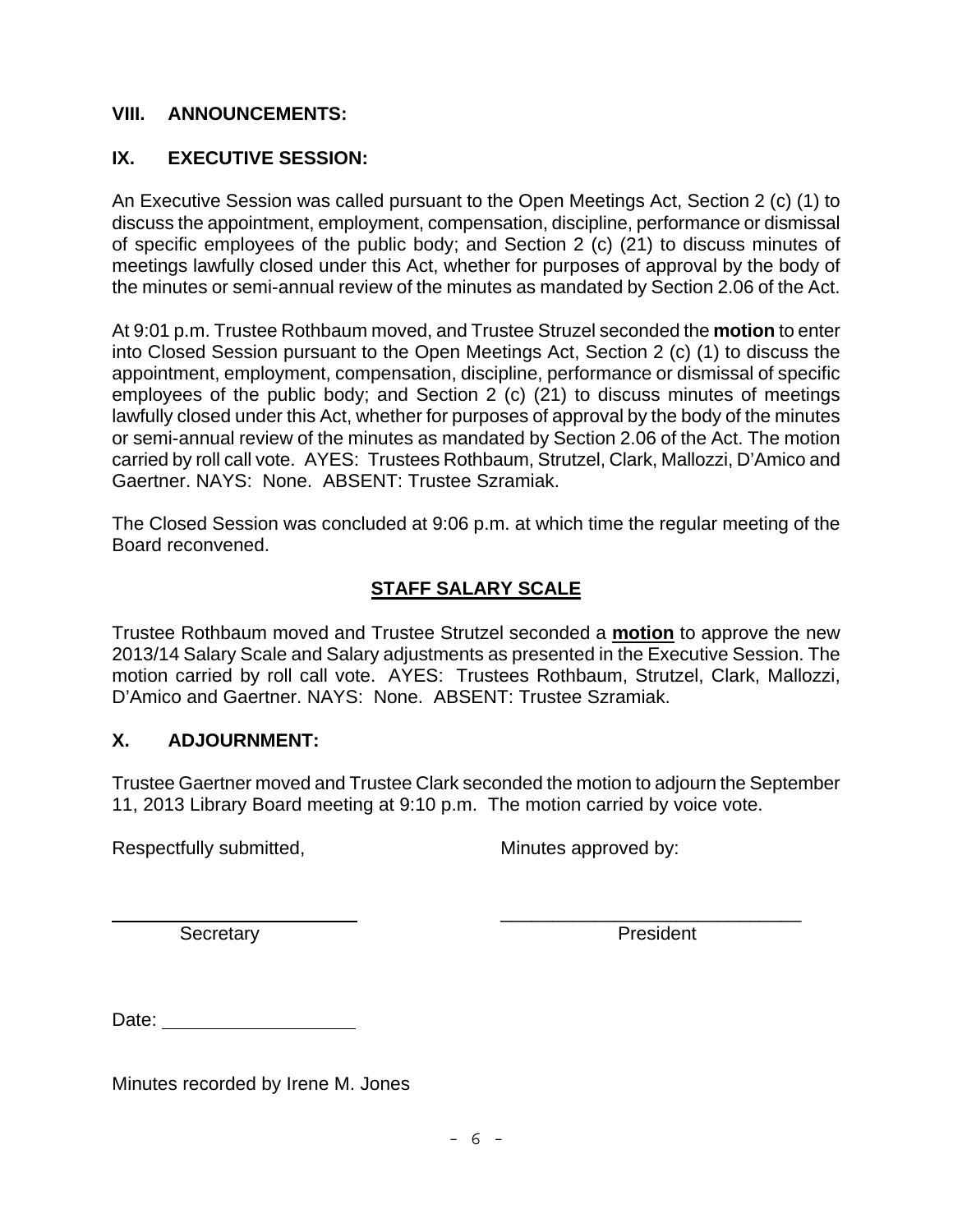## VIII. ANNOUNCEMENTS:

## IX. EXECUTIVE SESSION:

An Executive Session was called pursuant to the Open Meetings Act, Section 2 (c) (1) to discuss the appointment, employment, compensation, discipline, performance or dismissal of specific employees of the public body; and Section 2 (c) (21) to discuss minutes of meetings lawfully closed under this Act, whether for purposes of approval by the body of the minutes or semi-annual review of the minutes as mandated by Section 2.06 of the Act.

At 9:01 p.m. Trustee Rothbaum moved, and Trustee Struzel seconded the **motion** to enter into Closed Session pursuant to the Open Meetings Act, Section 2 (c) (1) to discuss the appointment, employment, compensation, discipline, performance or dismissal of specific employees of the public body; and Section 2 (c) (21) to discuss minutes of meetings lawfully closed under this Act, whether for purposes of approval by the body of the minutes or semi-annual review of the minutes as mandated by Section 2.06 of the Act. The motion carried by roll call vote. AYES: Trustees Rothbaum, Strutzel, Clark, Mallozzi, D'Amico and Gaertner. NAYS: None. ABSENT: Trustee Szramiak.

The Closed Session was concluded at 9:06 p.m. at which time the regular meeting of the Board reconvened.

### STAFF SALARY SCALE

Trustee Rothbaum moved and Trustee Strutzel seconded a **motion** to approve the new 2013/14 Salary Scale and Salary adjustments as presented in the Executive Session. The motion carried by roll call vote. AYES: Trustees Rothbaum, Strutzel, Clark, Mallozzi, D'Amico and Gaertner. NAYS: None. ABSENT: Trustee Szramiak.

## X. ADJOURNMENT:

Trustee Gaertner moved and Trustee Clark seconded the motion to adjourn the September 11, 2013 Library Board meeting at 9:10 p.m. The motion carried by voice vote.

Respectfully submitted, Minutes approved by:

\_\_\_\_\_\_\_\_\_\_\_\_\_\_\_\_\_\_\_\_\_\_\_\_\_ Secretary

\_\_\_\_\_\_\_\_\_\_\_\_\_\_\_\_\_\_\_\_\_\_\_\_\_ President

Date: \_\_\_\_\_\_\_\_\_\_\_\_\_\_\_\_\_\_\_\_

Minutes recorded by Irene M. Jones